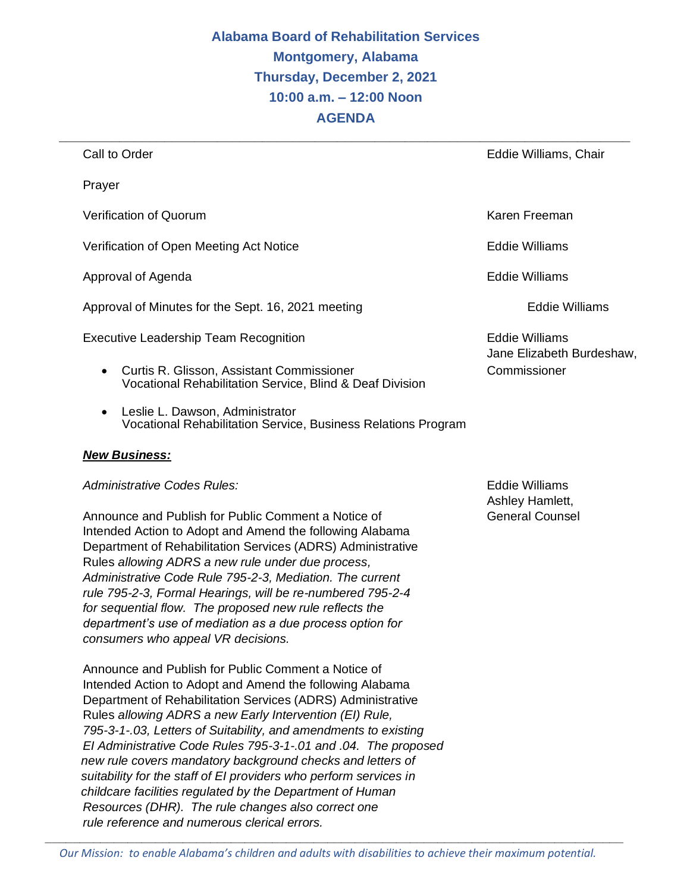# Alabama Board of Rehabilitation Services

**Montgomery, Alabama**

**Thursday, December 2, 2021**

**10:00 a.m. – 12:00 Noon**

**AGENDA**

---

| | |
|---|---|
| Call to Order | Eddie Williams, Chair |
| Prayer | |
| Verification of Quorum | Karen Freeman |
| Verification of Open Meeting Act Notice | Eddie Williams |
| Approval of Agenda | Eddie Williams |
| Approval of Minutes for the Sept. 16, 2021 meeting | Eddie Williams |
| Executive Leadership Team Recognition | Eddie Williams<br>Jane Elizabeth Burdeshaw, Commissioner |

- Curtis R. Glisson, Assistant Commissioner
  Vocational Rehabilitation Service, Blind & Deaf Division
- Leslie L. Dawson, Administrator
  Vocational Rehabilitation Service, Business Relations Program

***New Business:***

*Administrative Codes Rules:* — Eddie Williams; Ashley Hamlett, General Counsel

Announce and Publish for Public Comment a Notice of Intended Action to Adopt and Amend the following Alabama Department of Rehabilitation Services (ADRS) Administrative Rules *allowing ADRS a new rule under due process, Administrative Code Rule 795-2-3, Mediation. The current rule 795-2-3, Formal Hearings, will be re-numbered 795-2-4 for sequential flow. The proposed new rule reflects the department's use of mediation as a due process option for consumers who appeal VR decisions.*

Announce and Publish for Public Comment a Notice of Intended Action to Adopt and Amend the following Alabama Department of Rehabilitation Services (ADRS) Administrative Rules *allowing ADRS a new Early Intervention (EI) Rule, 795-3-1-.03, Letters of Suitability, and amendments to existing EI Administrative Code Rules 795-3-1-.01 and .04. The proposed new rule covers mandatory background checks and letters of suitability for the staff of EI providers who perform services in childcare facilities regulated by the Department of Human Resources (DHR). The rule changes also correct one rule reference and numerous clerical errors.*

*Our Mission: to enable Alabama's children and adults with disabilities to achieve their maximum potential.*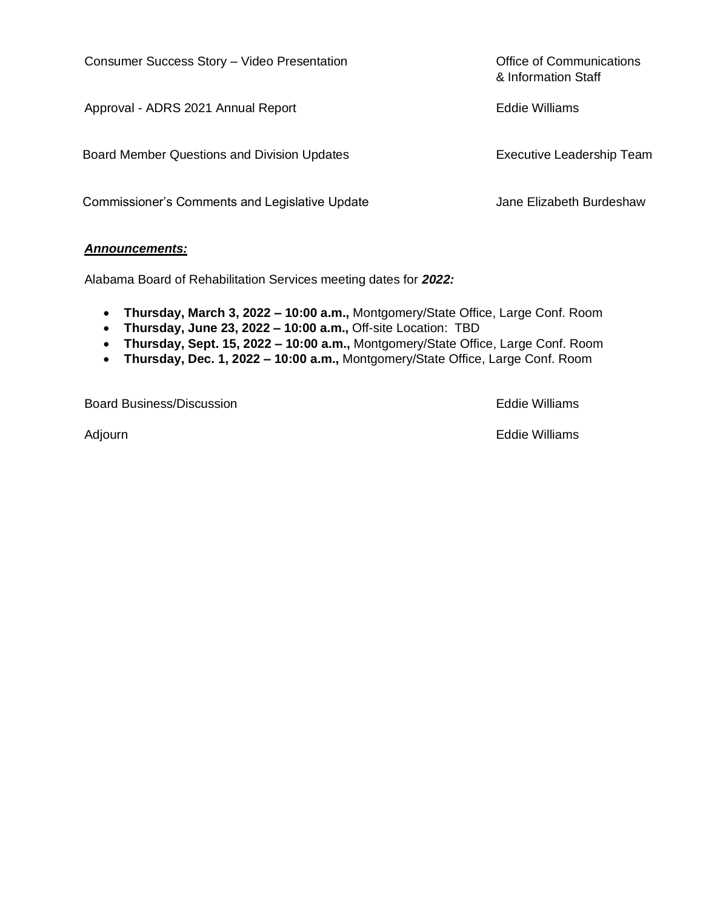| | |
|---|---|
| Consumer Success Story – Video Presentation | Office of Communications & Information Staff |
| Approval - ADRS 2021 Annual Report | Eddie Williams |
| Board Member Questions and Division Updates | Executive Leadership Team |
| Commissioner's Comments and Legislative Update | Jane Elizabeth Burdeshaw |

***Announcements:***

Alabama Board of Rehabilitation Services meeting dates for ***2022:***

- **Thursday, March 3, 2022 – 10:00 a.m.,** Montgomery/State Office, Large Conf. Room
- **Thursday, June 23, 2022 – 10:00 a.m.,** Off-site Location: TBD
- **Thursday, Sept. 15, 2022 – 10:00 a.m.,** Montgomery/State Office, Large Conf. Room
- **Thursday, Dec. 1, 2022 – 10:00 a.m.,** Montgomery/State Office, Large Conf. Room

| | |
|---|---|
| Board Business/Discussion | Eddie Williams |
| Adjourn | Eddie Williams |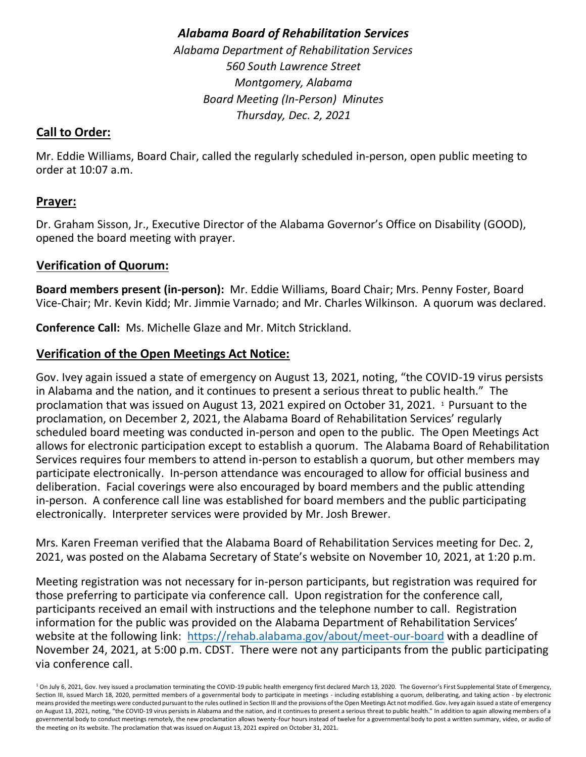***Alabama Board of Rehabilitation Services***

*Alabama Department of Rehabilitation Services*
*560 South Lawrence Street*
*Montgomery, Alabama*
*Board Meeting (In-Person) Minutes*
*Thursday, Dec. 2, 2021*

## Call to Order:

Mr. Eddie Williams, Board Chair, called the regularly scheduled in-person, open public meeting to order at 10:07 a.m.

## Prayer:

Dr. Graham Sisson, Jr., Executive Director of the Alabama Governor's Office on Disability (GOOD), opened the board meeting with prayer.

## Verification of Quorum:

**Board members present (in-person):** Mr. Eddie Williams, Board Chair; Mrs. Penny Foster, Board Vice-Chair; Mr. Kevin Kidd; Mr. Jimmie Varnado; and Mr. Charles Wilkinson. A quorum was declared.

**Conference Call:** Ms. Michelle Glaze and Mr. Mitch Strickland.

## Verification of the Open Meetings Act Notice:

Gov. Ivey again issued a state of emergency on August 13, 2021, noting, "the COVID-19 virus persists in Alabama and the nation, and it continues to present a serious threat to public health." The proclamation that was issued on August 13, 2021 expired on October 31, 2021. [1] Pursuant to the proclamation, on December 2, 2021, the Alabama Board of Rehabilitation Services' regularly scheduled board meeting was conducted in-person and open to the public. The Open Meetings Act allows for electronic participation except to establish a quorum. The Alabama Board of Rehabilitation Services requires four members to attend in-person to establish a quorum, but other members may participate electronically. In-person attendance was encouraged to allow for official business and deliberation. Facial coverings were also encouraged by board members and the public attending in-person. A conference call line was established for board members and the public participating electronically. Interpreter services were provided by Mr. Josh Brewer.

Mrs. Karen Freeman verified that the Alabama Board of Rehabilitation Services meeting for Dec. 2, 2021, was posted on the Alabama Secretary of State's website on November 10, 2021, at 1:20 p.m.

Meeting registration was not necessary for in-person participants, but registration was required for those preferring to participate via conference call. Upon registration for the conference call, participants received an email with instructions and the telephone number to call. Registration information for the public was provided on the Alabama Department of Rehabilitation Services' website at the following link: [https://rehab.alabama.gov/about/meet-our-board](https://rehab.alabama.gov/about/meet-our-board) with a deadline of November 24, 2021, at 5:00 p.m. CDST. There were not any participants from the public participating via conference call.

[1] On July 6, 2021, Gov. Ivey issued a proclamation terminating the COVID-19 public health emergency first declared March 13, 2020. The Governor's First Supplemental State of Emergency, Section III, issued March 18, 2020, permitted members of a governmental body to participate in meetings - including establishing a quorum, deliberating, and taking action - by electronic means provided the meetings were conducted pursuant to the rules outlined in Section III and the provisions of the Open Meetings Act not modified. Gov. Ivey again issued a state of emergency on August 13, 2021, noting, "the COVID-19 virus persists in Alabama and the nation, and it continues to present a serious threat to public health." In addition to again allowing members of a governmental body to conduct meetings remotely, the new proclamation allows twenty-four hours instead of twelve for a governmental body to post a written summary, video, or audio of the meeting on its website. The proclamation that was issued on August 13, 2021 expired on October 31, 2021.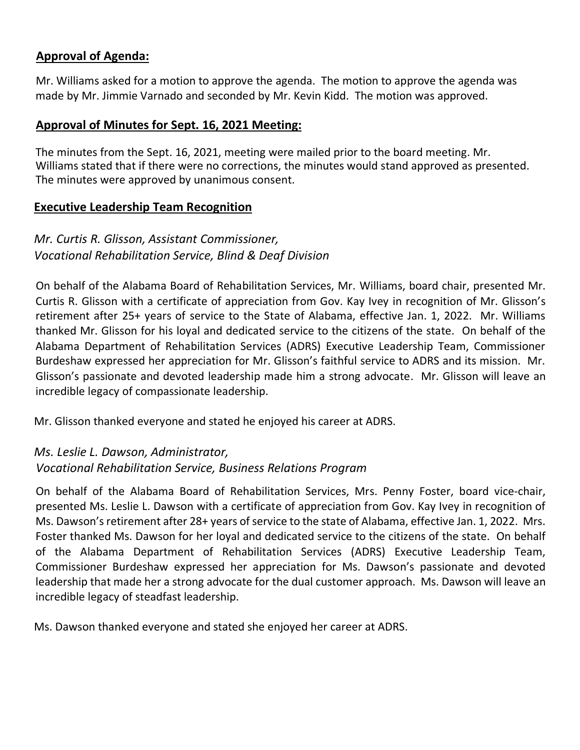## Approval of Agenda:

Mr. Williams asked for a motion to approve the agenda. The motion to approve the agenda was made by Mr. Jimmie Varnado and seconded by Mr. Kevin Kidd. The motion was approved.

## Approval of Minutes for Sept. 16, 2021 Meeting:

The minutes from the Sept. 16, 2021, meeting were mailed prior to the board meeting. Mr. Williams stated that if there were no corrections, the minutes would stand approved as presented. The minutes were approved by unanimous consent.

## Executive Leadership Team Recognition

### *Mr. Curtis R. Glisson, Assistant Commissioner, Vocational Rehabilitation Service, Blind & Deaf Division*

On behalf of the Alabama Board of Rehabilitation Services, Mr. Williams, board chair, presented Mr. Curtis R. Glisson with a certificate of appreciation from Gov. Kay Ivey in recognition of Mr. Glisson's retirement after 25+ years of service to the State of Alabama, effective Jan. 1, 2022. Mr. Williams thanked Mr. Glisson for his loyal and dedicated service to the citizens of the state. On behalf of the Alabama Department of Rehabilitation Services (ADRS) Executive Leadership Team, Commissioner Burdeshaw expressed her appreciation for Mr. Glisson's faithful service to ADRS and its mission. Mr. Glisson's passionate and devoted leadership made him a strong advocate. Mr. Glisson will leave an incredible legacy of compassionate leadership.

Mr. Glisson thanked everyone and stated he enjoyed his career at ADRS.

### *Ms. Leslie L. Dawson, Administrator, Vocational Rehabilitation Service, Business Relations Program*

On behalf of the Alabama Board of Rehabilitation Services, Mrs. Penny Foster, board vice-chair, presented Ms. Leslie L. Dawson with a certificate of appreciation from Gov. Kay Ivey in recognition of Ms. Dawson's retirement after 28+ years of service to the state of Alabama, effective Jan. 1, 2022. Mrs. Foster thanked Ms. Dawson for her loyal and dedicated service to the citizens of the state. On behalf of the Alabama Department of Rehabilitation Services (ADRS) Executive Leadership Team, Commissioner Burdeshaw expressed her appreciation for Ms. Dawson's passionate and devoted leadership that made her a strong advocate for the dual customer approach. Ms. Dawson will leave an incredible legacy of steadfast leadership.

Ms. Dawson thanked everyone and stated she enjoyed her career at ADRS.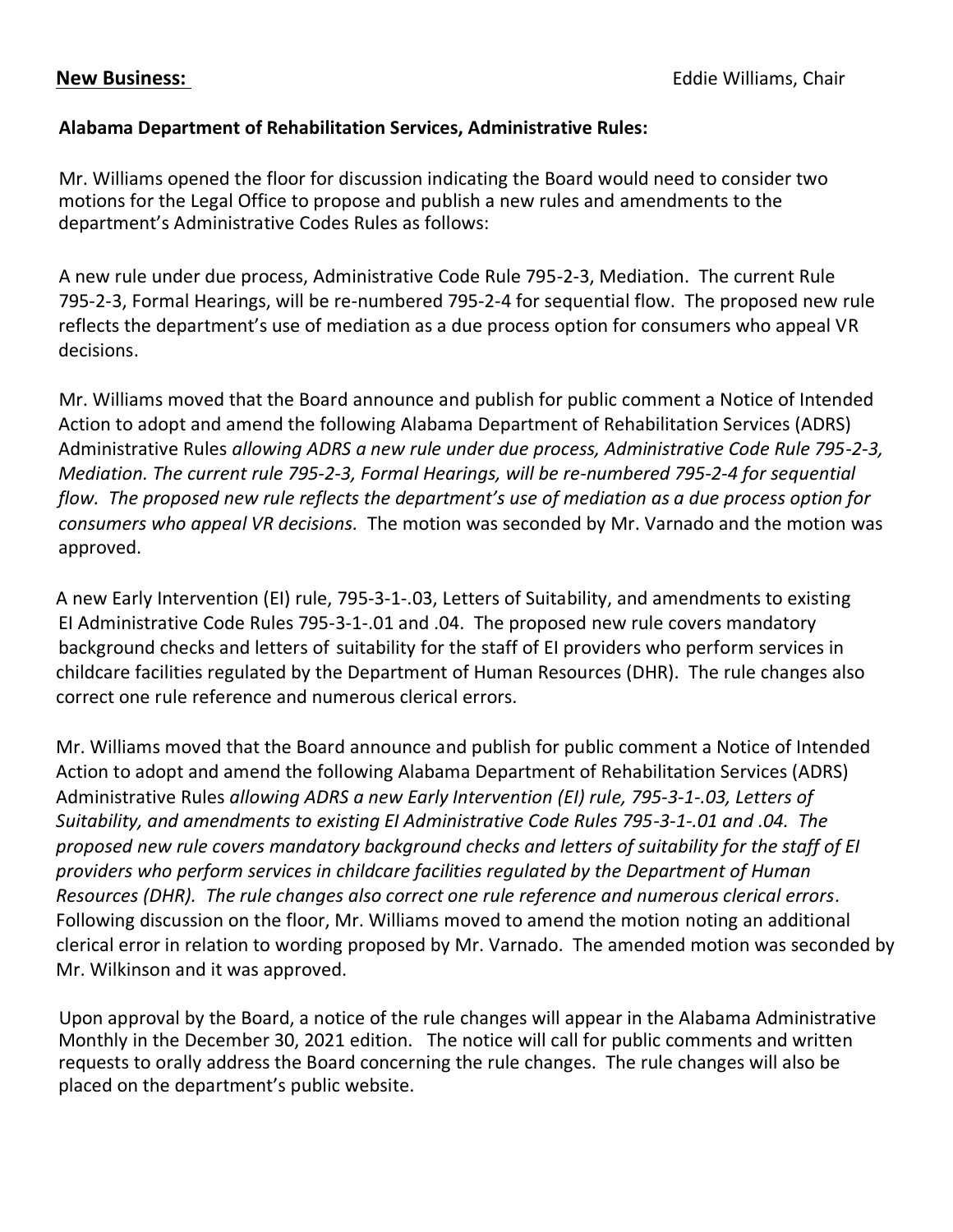**New Business:** Eddie Williams, Chair

**Alabama Department of Rehabilitation Services, Administrative Rules:**

Mr. Williams opened the floor for discussion indicating the Board would need to consider two motions for the Legal Office to propose and publish a new rules and amendments to the department's Administrative Codes Rules as follows:

A new rule under due process, Administrative Code Rule 795-2-3, Mediation. The current Rule 795-2-3, Formal Hearings, will be re-numbered 795-2-4 for sequential flow. The proposed new rule reflects the department's use of mediation as a due process option for consumers who appeal VR decisions.

Mr. Williams moved that the Board announce and publish for public comment a Notice of Intended Action to adopt and amend the following Alabama Department of Rehabilitation Services (ADRS) Administrative Rules *allowing ADRS a new rule under due process, Administrative Code Rule 795-2-3, Mediation. The current rule 795-2-3, Formal Hearings, will be re-numbered 795-2-4 for sequential flow. The proposed new rule reflects the department's use of mediation as a due process option for consumers who appeal VR decisions.* The motion was seconded by Mr. Varnado and the motion was approved.

A new Early Intervention (EI) rule, 795-3-1-.03, Letters of Suitability, and amendments to existing EI Administrative Code Rules 795-3-1-.01 and .04. The proposed new rule covers mandatory background checks and letters of suitability for the staff of EI providers who perform services in childcare facilities regulated by the Department of Human Resources (DHR). The rule changes also correct one rule reference and numerous clerical errors.

Mr. Williams moved that the Board announce and publish for public comment a Notice of Intended Action to adopt and amend the following Alabama Department of Rehabilitation Services (ADRS) Administrative Rules *allowing ADRS a new Early Intervention (EI) rule, 795-3-1-.03, Letters of Suitability, and amendments to existing EI Administrative Code Rules 795-3-1-.01 and .04. The proposed new rule covers mandatory background checks and letters of suitability for the staff of EI providers who perform services in childcare facilities regulated by the Department of Human Resources (DHR). The rule changes also correct one rule reference and numerous clerical errors*. Following discussion on the floor, Mr. Williams moved to amend the motion noting an additional clerical error in relation to wording proposed by Mr. Varnado. The amended motion was seconded by Mr. Wilkinson and it was approved.

Upon approval by the Board, a notice of the rule changes will appear in the Alabama Administrative Monthly in the December 30, 2021 edition. The notice will call for public comments and written requests to orally address the Board concerning the rule changes. The rule changes will also be placed on the department's public website.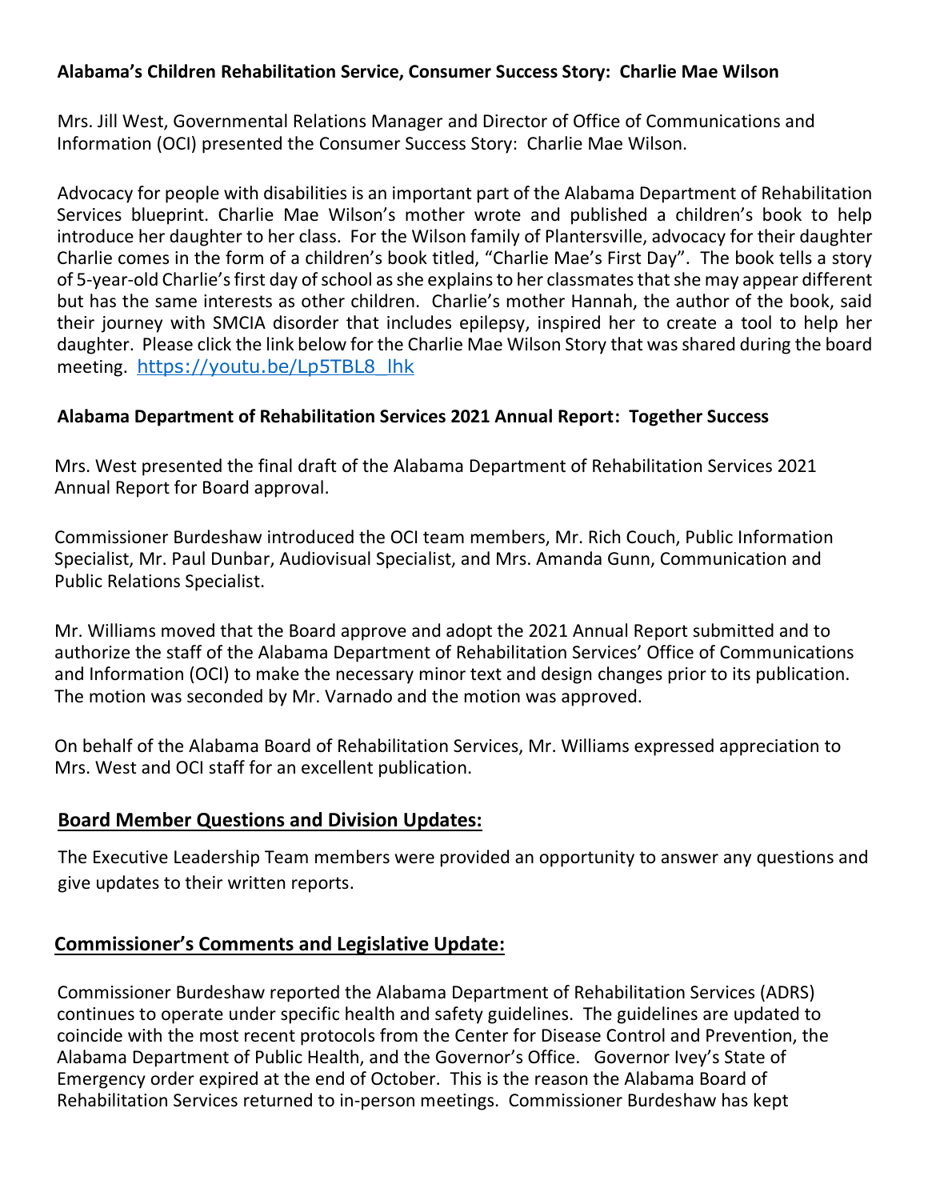**Alabama's Children Rehabilitation Service, Consumer Success Story: Charlie Mae Wilson**

Mrs. Jill West, Governmental Relations Manager and Director of Office of Communications and Information (OCI) presented the Consumer Success Story: Charlie Mae Wilson.

Advocacy for people with disabilities is an important part of the Alabama Department of Rehabilitation Services blueprint. Charlie Mae Wilson's mother wrote and published a children's book to help introduce her daughter to her class. For the Wilson family of Plantersville, advocacy for their daughter Charlie comes in the form of a children's book titled, "Charlie Mae's First Day". The book tells a story of 5-year-old Charlie's first day of school as she explains to her classmates that she may appear different but has the same interests as other children. Charlie's mother Hannah, the author of the book, said their journey with SMCIA disorder that includes epilepsy, inspired her to create a tool to help her daughter. Please click the link below for the Charlie Mae Wilson Story that was shared during the board meeting. https://youtu.be/Lp5TBL8_lhk

**Alabama Department of Rehabilitation Services 2021 Annual Report: Together Success**

Mrs. West presented the final draft of the Alabama Department of Rehabilitation Services 2021 Annual Report for Board approval.

Commissioner Burdeshaw introduced the OCI team members, Mr. Rich Couch, Public Information Specialist, Mr. Paul Dunbar, Audiovisual Specialist, and Mrs. Amanda Gunn, Communication and Public Relations Specialist.

Mr. Williams moved that the Board approve and adopt the 2021 Annual Report submitted and to authorize the staff of the Alabama Department of Rehabilitation Services' Office of Communications and Information (OCI) to make the necessary minor text and design changes prior to its publication. The motion was seconded by Mr. Varnado and the motion was approved.

On behalf of the Alabama Board of Rehabilitation Services, Mr. Williams expressed appreciation to Mrs. West and OCI staff for an excellent publication.

## Board Member Questions and Division Updates:

The Executive Leadership Team members were provided an opportunity to answer any questions and give updates to their written reports.

## Commissioner's Comments and Legislative Update:

Commissioner Burdeshaw reported the Alabama Department of Rehabilitation Services (ADRS) continues to operate under specific health and safety guidelines. The guidelines are updated to coincide with the most recent protocols from the Center for Disease Control and Prevention, the Alabama Department of Public Health, and the Governor's Office. Governor Ivey's State of Emergency order expired at the end of October. This is the reason the Alabama Board of Rehabilitation Services returned to in-person meetings. Commissioner Burdeshaw has kept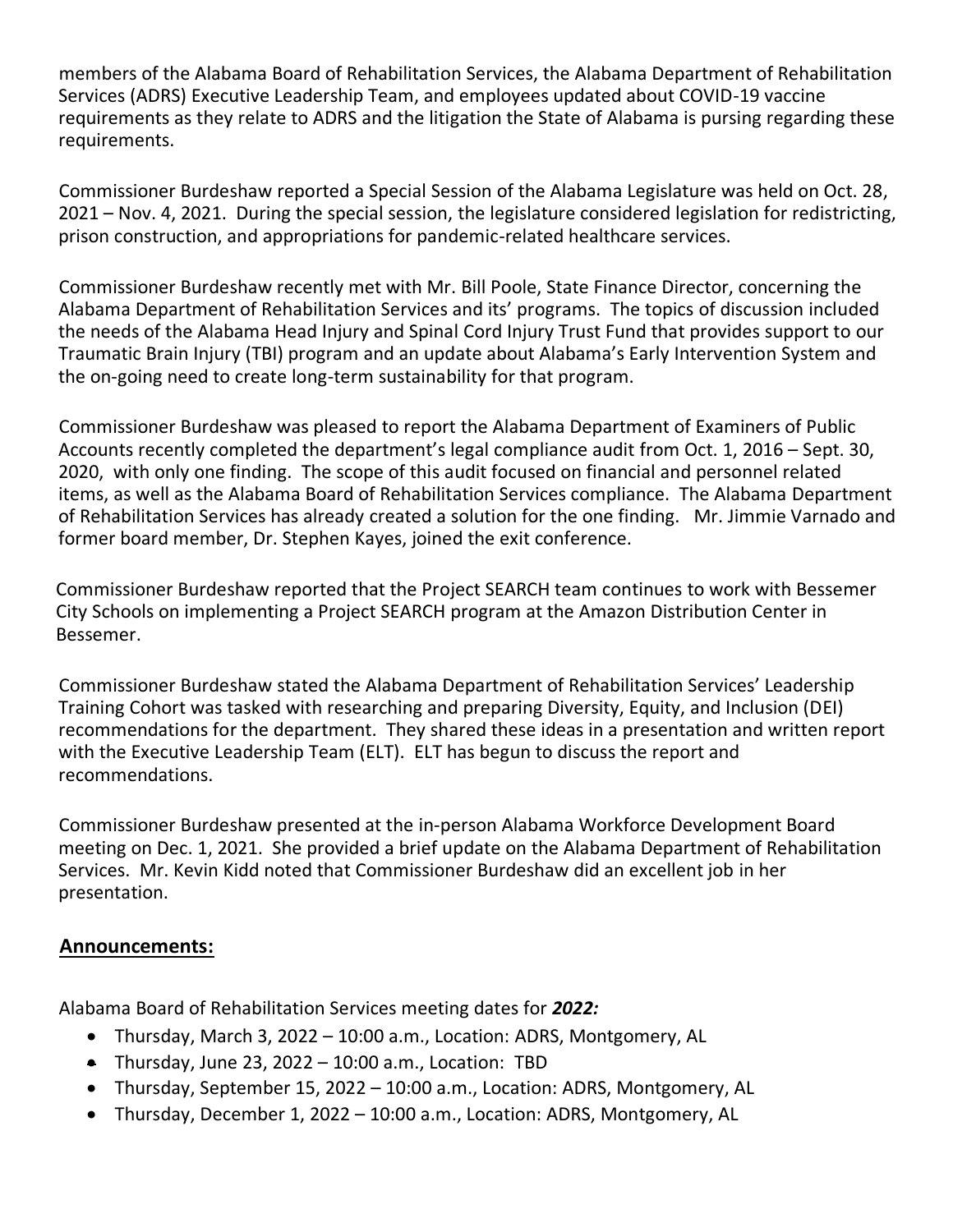members of the Alabama Board of Rehabilitation Services, the Alabama Department of Rehabilitation Services (ADRS) Executive Leadership Team, and employees updated about COVID-19 vaccine requirements as they relate to ADRS and the litigation the State of Alabama is pursing regarding these requirements.

Commissioner Burdeshaw reported a Special Session of the Alabama Legislature was held on Oct. 28, 2021 – Nov. 4, 2021. During the special session, the legislature considered legislation for redistricting, prison construction, and appropriations for pandemic-related healthcare services.

Commissioner Burdeshaw recently met with Mr. Bill Poole, State Finance Director, concerning the Alabama Department of Rehabilitation Services and its' programs. The topics of discussion included the needs of the Alabama Head Injury and Spinal Cord Injury Trust Fund that provides support to our Traumatic Brain Injury (TBI) program and an update about Alabama's Early Intervention System and the on-going need to create long-term sustainability for that program.

Commissioner Burdeshaw was pleased to report the Alabama Department of Examiners of Public Accounts recently completed the department's legal compliance audit from Oct. 1, 2016 – Sept. 30, 2020, with only one finding. The scope of this audit focused on financial and personnel related items, as well as the Alabama Board of Rehabilitation Services compliance. The Alabama Department of Rehabilitation Services has already created a solution for the one finding. Mr. Jimmie Varnado and former board member, Dr. Stephen Kayes, joined the exit conference.

Commissioner Burdeshaw reported that the Project SEARCH team continues to work with Bessemer City Schools on implementing a Project SEARCH program at the Amazon Distribution Center in Bessemer.

Commissioner Burdeshaw stated the Alabama Department of Rehabilitation Services' Leadership Training Cohort was tasked with researching and preparing Diversity, Equity, and Inclusion (DEI) recommendations for the department. They shared these ideas in a presentation and written report with the Executive Leadership Team (ELT). ELT has begun to discuss the report and recommendations.

Commissioner Burdeshaw presented at the in-person Alabama Workforce Development Board meeting on Dec. 1, 2021. She provided a brief update on the Alabama Department of Rehabilitation Services. Mr. Kevin Kidd noted that Commissioner Burdeshaw did an excellent job in her presentation.

## Announcements:

Alabama Board of Rehabilitation Services meeting dates for ***2022:***

- Thursday, March 3, 2022 – 10:00 a.m., Location: ADRS, Montgomery, AL
- Thursday, June 23, 2022 – 10:00 a.m., Location: TBD
- Thursday, September 15, 2022 – 10:00 a.m., Location: ADRS, Montgomery, AL
- Thursday, December 1, 2022 – 10:00 a.m., Location: ADRS, Montgomery, AL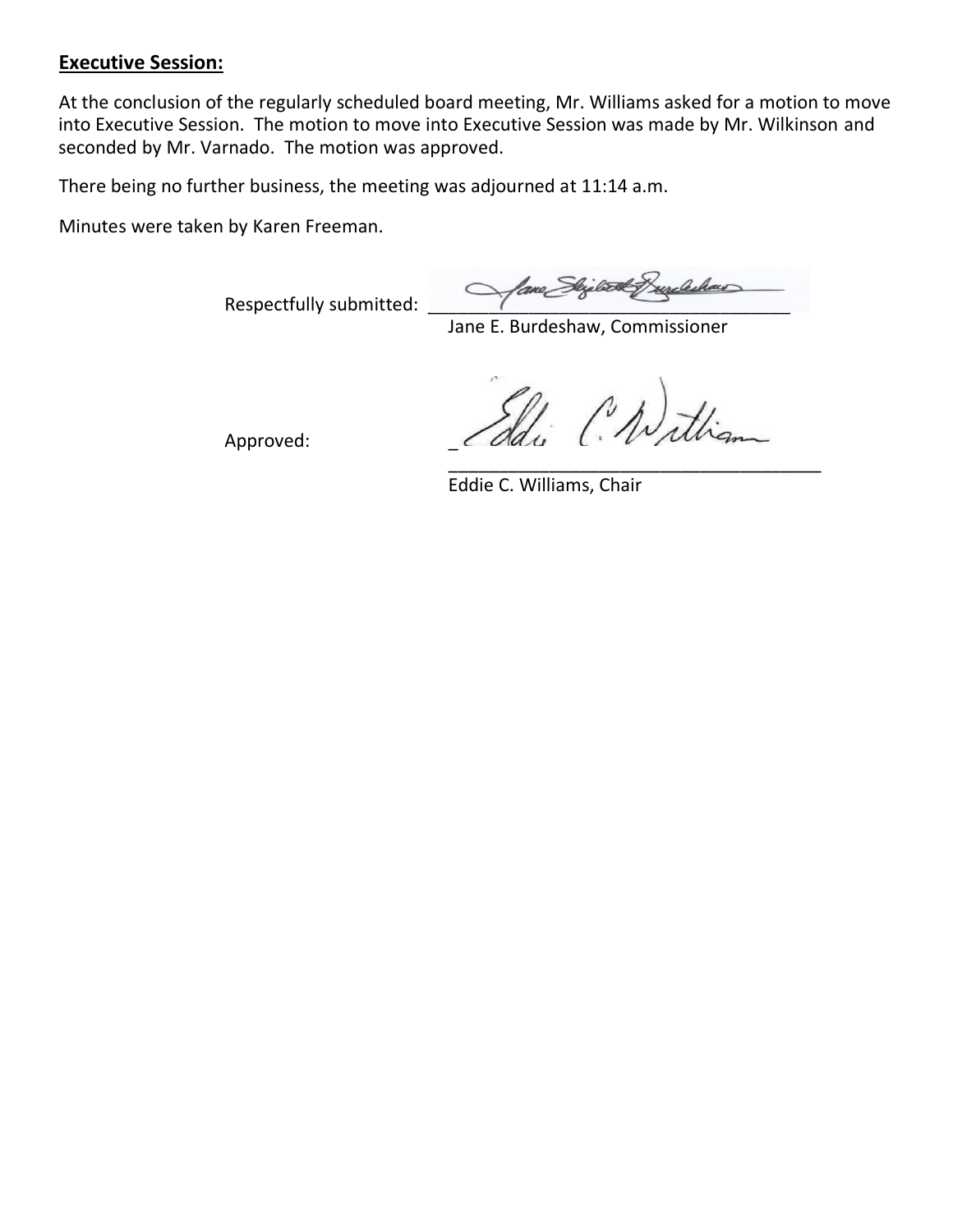## **Executive Session:**

At the conclusion of the regularly scheduled board meeting, Mr. Williams asked for a motion to move into Executive Session. The motion to move into Executive Session was made by Mr. Wilkinson and seconded by Mr. Varnado. The motion was approved.

There being no further business, the meeting was adjourned at 11:14 a.m.

Minutes were taken by Karen Freeman.

Respectfully submitted: ______________________________________

Jane E. Burdeshaw, Commissioner

Approved: ______________________________________

Eddie C. Williams, Chair